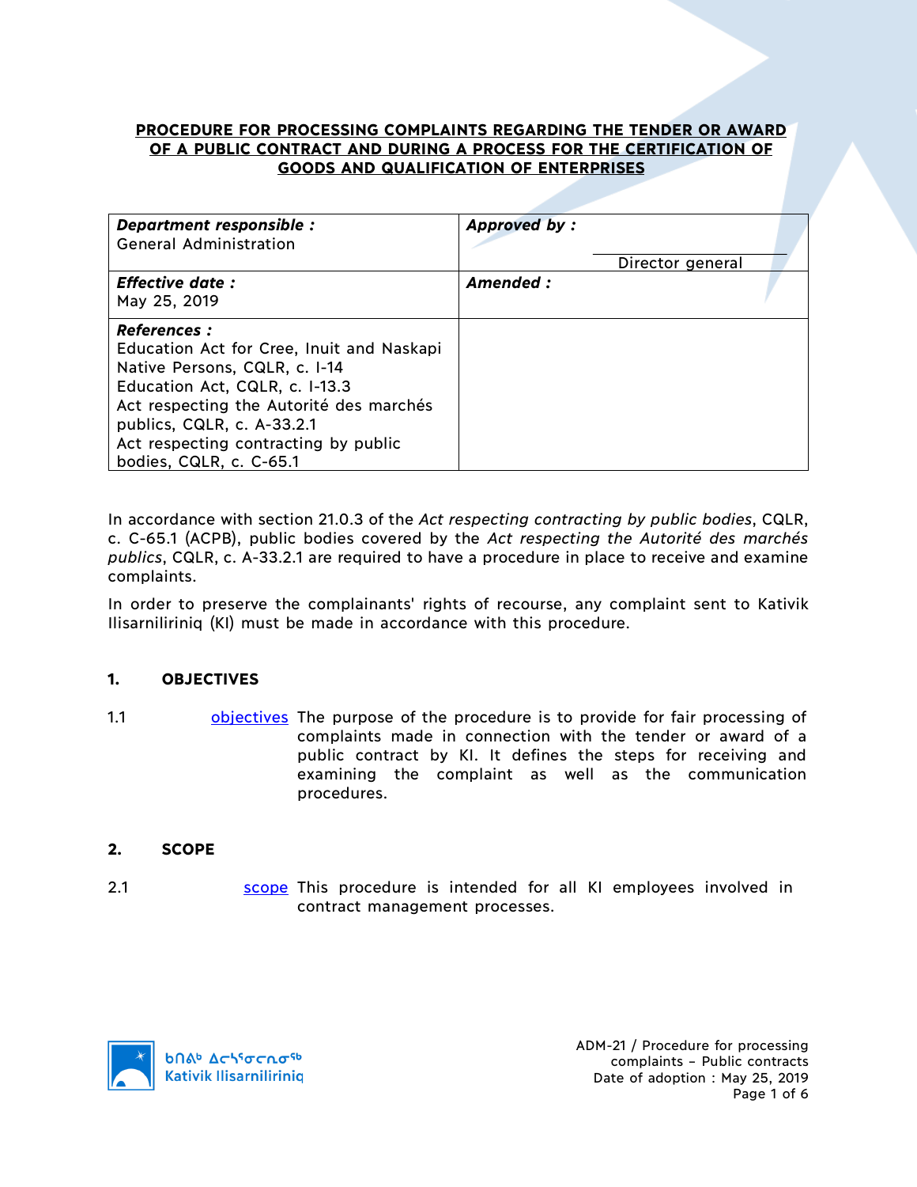# PROCEDURE FOR PROCESSING COMPLAINTS REGARDING THE TENDER OR AWARD OF A PUBLIC CONTRACT AND DURING A PROCESS FOR THE CERTIFICATION OF GOODS AND QUALIFICATION OF ENTERPRISES

| **Department responsible :** General Administration | **Approved by :** <br> Director general |
|---|---|
| **Effective date :** May 25, 2019 | **Amended :** |
| **References :** Education Act for Cree, Inuit and Naskapi Native Persons, CQLR, c. I-14 Education Act, CQLR, c. I-13.3 Act respecting the Autorité des marchés publics, CQLR, c. A-33.2.1 Act respecting contracting by public bodies, CQLR, c. C-65.1 | |

In accordance with section 21.0.3 of the *Act respecting contracting by public bodies*, CQLR, c. C-65.1 (ACPB), public bodies covered by the *Act respecting the Autorité des marchés publics*, CQLR, c. A-33.2.1 are required to have a procedure in place to receive and examine complaints.

In order to preserve the complainants' rights of recourse, any complaint sent to Kativik Ilisarniliriniq (KI) must be made in accordance with this procedure.

## 1. OBJECTIVES

1.1 objectives The purpose of the procedure is to provide for fair processing of complaints made in connection with the tender or award of a public contract by KI. It defines the steps for receiving and examining the complaint as well as the communication procedures.

## 2. SCOPE

2.1 scope This procedure is intended for all KI employees involved in contract management processes.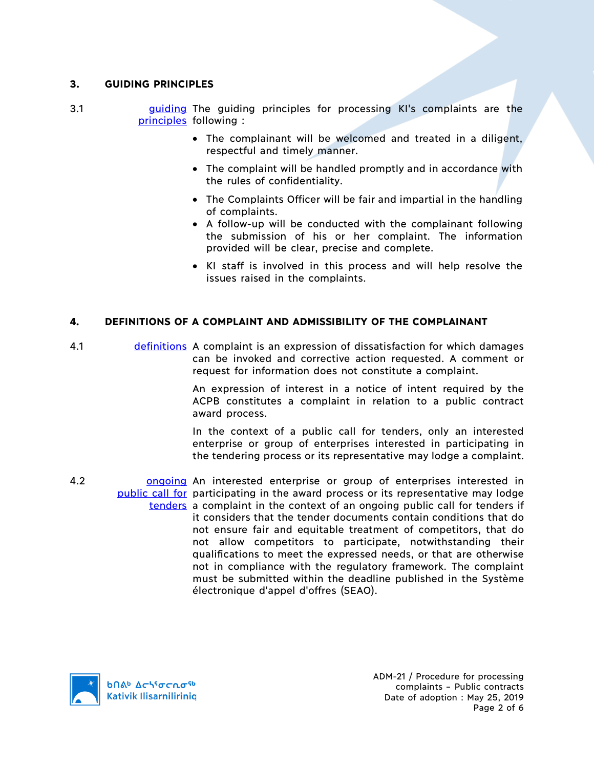## 3. GUIDING PRINCIPLES

3.1 guiding principles — The guiding principles for processing KI's complaints are the following :

- The complainant will be welcomed and treated in a diligent, respectful and timely manner.
- The complaint will be handled promptly and in accordance with the rules of confidentiality.
- The Complaints Officer will be fair and impartial in the handling of complaints.
- A follow-up will be conducted with the complainant following the submission of his or her complaint. The information provided will be clear, precise and complete.
- KI staff is involved in this process and will help resolve the issues raised in the complaints.

## 4. DEFINITIONS OF A COMPLAINT AND ADMISSIBILITY OF THE COMPLAINANT

4.1 definitions — A complaint is an expression of dissatisfaction for which damages can be invoked and corrective action requested. A comment or request for information does not constitute a complaint.

An expression of interest in a notice of intent required by the ACPB constitutes a complaint in relation to a public contract award process.

In the context of a public call for tenders, only an interested enterprise or group of enterprises interested in participating in the tendering process or its representative may lodge a complaint.

4.2 ongoing public call for tenders — An interested enterprise or group of enterprises interested in participating in the award process or its representative may lodge a complaint in the context of an ongoing public call for tenders if it considers that the tender documents contain conditions that do not ensure fair and equitable treatment of competitors, that do not allow competitors to participate, notwithstanding their qualifications to meet the expressed needs, or that are otherwise not in compliance with the regulatory framework. The complaint must be submitted within the deadline published in the Système électronique d'appel d'offres (SEAO).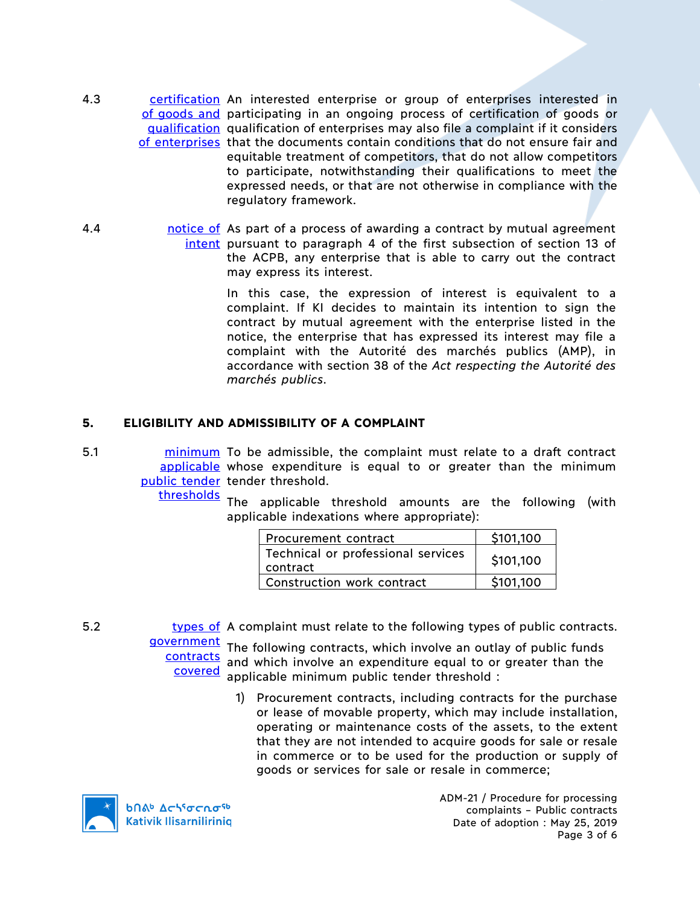4.3 [certification of goods and qualification of enterprises] An interested enterprise or group of enterprises interested in participating in an ongoing process of certification of goods or qualification of enterprises may also file a complaint if it considers that the documents contain conditions that do not ensure fair and equitable treatment of competitors, that do not allow competitors to participate, notwithstanding their qualifications to meet the expressed needs, or that are not otherwise in compliance with the regulatory framework.

4.4 [notice of intent] As part of a process of awarding a contract by mutual agreement pursuant to paragraph 4 of the first subsection of section 13 of the ACPB, any enterprise that is able to carry out the contract may express its interest.

In this case, the expression of interest is equivalent to a complaint. If KI decides to maintain its intention to sign the contract by mutual agreement with the enterprise listed in the notice, the enterprise that has expressed its interest may file a complaint with the Autorité des marchés publics (AMP), in accordance with section 38 of the *Act respecting the Autorité des marchés publics*.

## 5. ELIGIBILITY AND ADMISSIBILITY OF A COMPLAINT

5.1 [minimum applicable public tender thresholds] To be admissible, the complaint must relate to a draft contract whose expenditure is equal to or greater than the minimum tender threshold.

The applicable threshold amounts are the following (with applicable indexations where appropriate):

| Contract type | Threshold |
|---|---|
| Procurement contract | $101,100 |
| Technical or professional services contract | $101,100 |
| Construction work contract | $101,100 |

5.2 [types of government contracts covered] A complaint must relate to the following types of public contracts.

The following contracts, which involve an outlay of public funds and which involve an expenditure equal to or greater than the applicable minimum public tender threshold :

1) Procurement contracts, including contracts for the purchase or lease of movable property, which may include installation, operating or maintenance costs of the assets, to the extent that they are not intended to acquire goods for sale or resale in commerce or to be used for the production or supply of goods or services for sale or resale in commerce;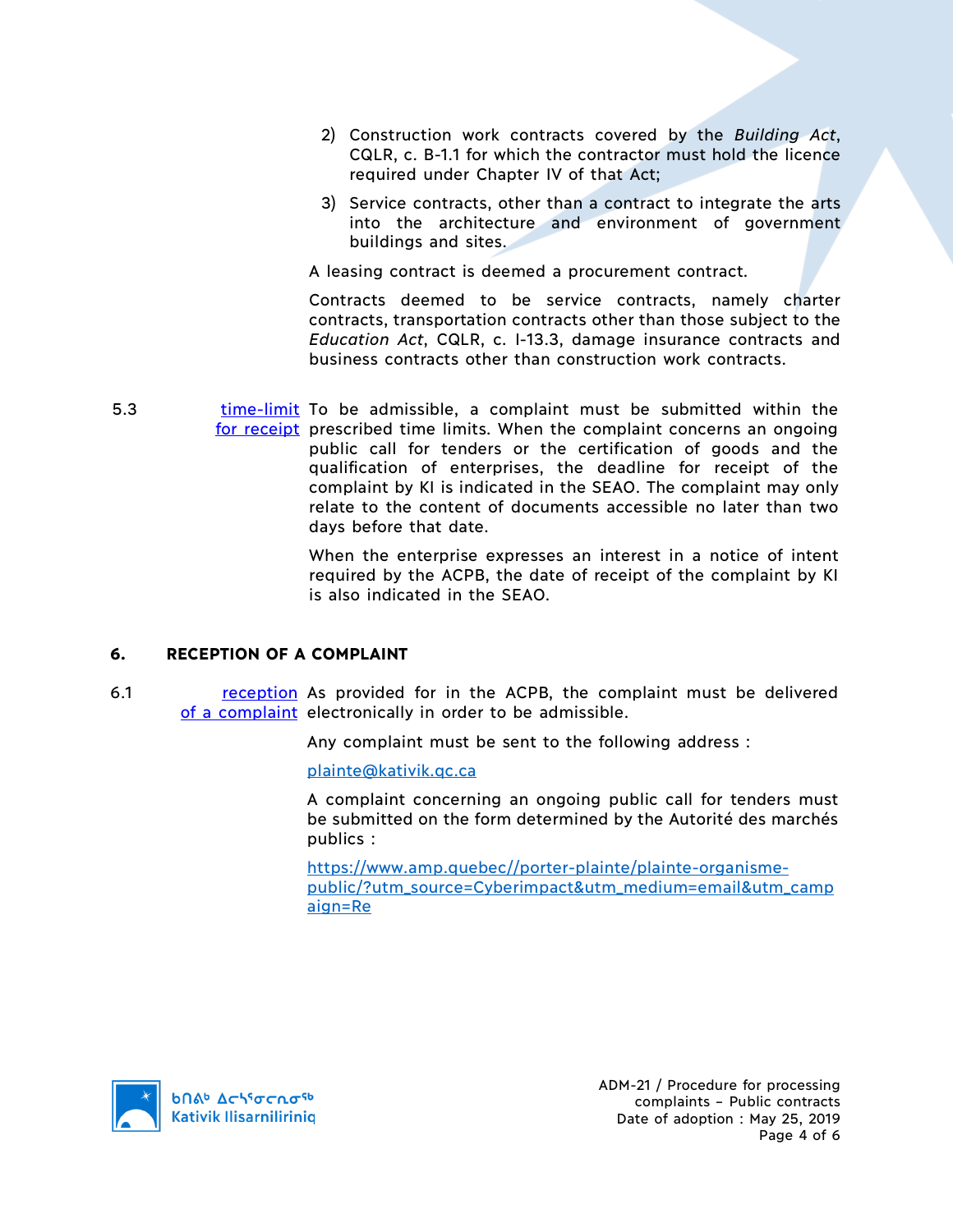2) Construction work contracts covered by the *Building Act*, CQLR, c. B-1.1 for which the contractor must hold the licence required under Chapter IV of that Act;

3) Service contracts, other than a contract to integrate the arts into the architecture and environment of government buildings and sites.

A leasing contract is deemed a procurement contract.

Contracts deemed to be service contracts, namely charter contracts, transportation contracts other than those subject to the *Education Act*, CQLR, c. I-13.3, damage insurance contracts and business contracts other than construction work contracts.

5.3 [time-limit for receipt] To be admissible, a complaint must be submitted within the prescribed time limits. When the complaint concerns an ongoing public call for tenders or the certification of goods and the qualification of enterprises, the deadline for receipt of the complaint by KI is indicated in the SEAO. The complaint may only relate to the content of documents accessible no later than two days before that date.

When the enterprise expresses an interest in a notice of intent required by the ACPB, the date of receipt of the complaint by KI is also indicated in the SEAO.

## 6. RECEPTION OF A COMPLAINT

6.1 [reception of a complaint] As provided for in the ACPB, the complaint must be delivered electronically in order to be admissible.

Any complaint must be sent to the following address :

plainte@kativik.qc.ca

A complaint concerning an ongoing public call for tenders must be submitted on the form determined by the Autorité des marchés publics :

https://www.amp.quebec//porter-plainte/plainte-organisme-public/?utm_source=Cyberimpact&utm_medium=email&utm_campaign=Re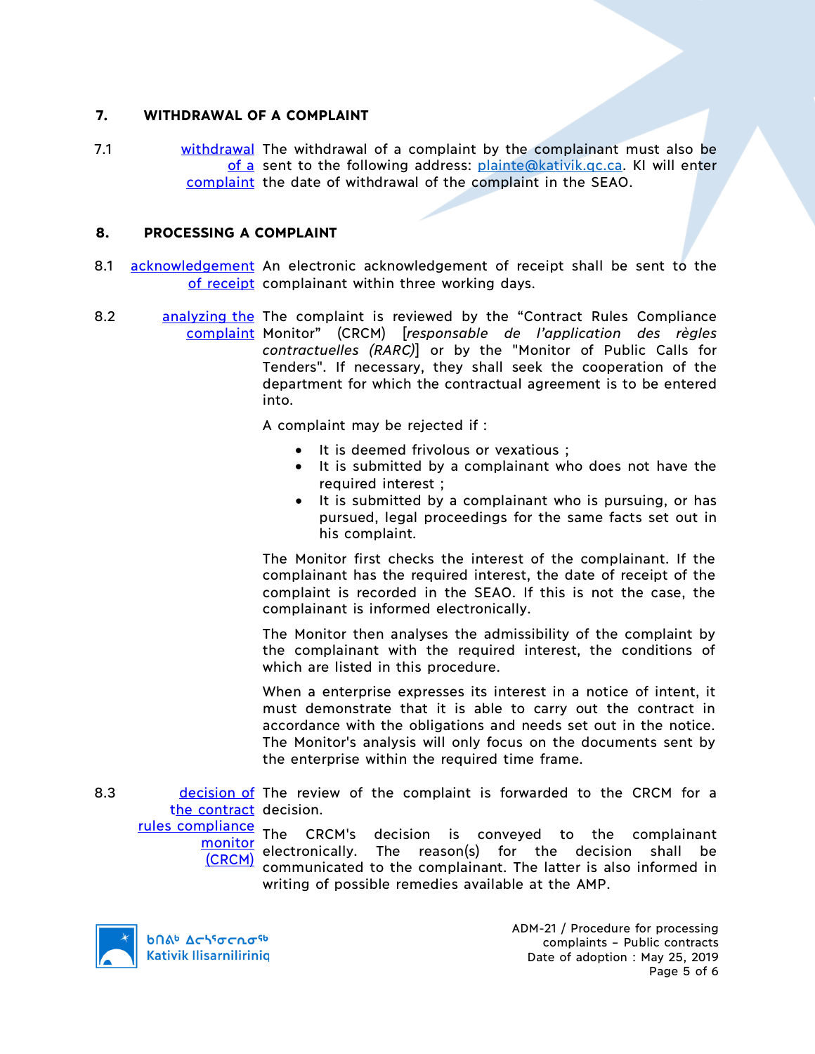## 7. WITHDRAWAL OF A COMPLAINT

7.1 withdrawal of a complaint — The withdrawal of a complaint by the complainant must also be sent to the following address: plainte@kativik.qc.ca. KI will enter the date of withdrawal of the complaint in the SEAO.

## 8. PROCESSING A COMPLAINT

8.1 acknowledgement of receipt — An electronic acknowledgement of receipt shall be sent to the complainant within three working days.

8.2 analyzing the complaint — The complaint is reviewed by the "Contract Rules Compliance Monitor" (CRCM) [*responsable de l'application des règles contractuelles (RARC)*] or by the "Monitor of Public Calls for Tenders". If necessary, they shall seek the cooperation of the department for which the contractual agreement is to be entered into.

A complaint may be rejected if :

- It is deemed frivolous or vexatious ;
- It is submitted by a complainant who does not have the required interest ;
- It is submitted by a complainant who is pursuing, or has pursued, legal proceedings for the same facts set out in his complaint.

The Monitor first checks the interest of the complainant. If the complainant has the required interest, the date of receipt of the complaint is recorded in the SEAO. If this is not the case, the complainant is informed electronically.

The Monitor then analyses the admissibility of the complaint by the complainant with the required interest, the conditions of which are listed in this procedure.

When a enterprise expresses its interest in a notice of intent, it must demonstrate that it is able to carry out the contract in accordance with the obligations and needs set out in the notice. The Monitor's analysis will only focus on the documents sent by the enterprise within the required time frame.

8.3 decision of the contract rules compliance monitor (CRCM) — The review of the complaint is forwarded to the CRCM for a decision.

The CRCM's decision is conveyed to the complainant electronically. The reason(s) for the decision shall be communicated to the complainant. The latter is also informed in writing of possible remedies available at the AMP.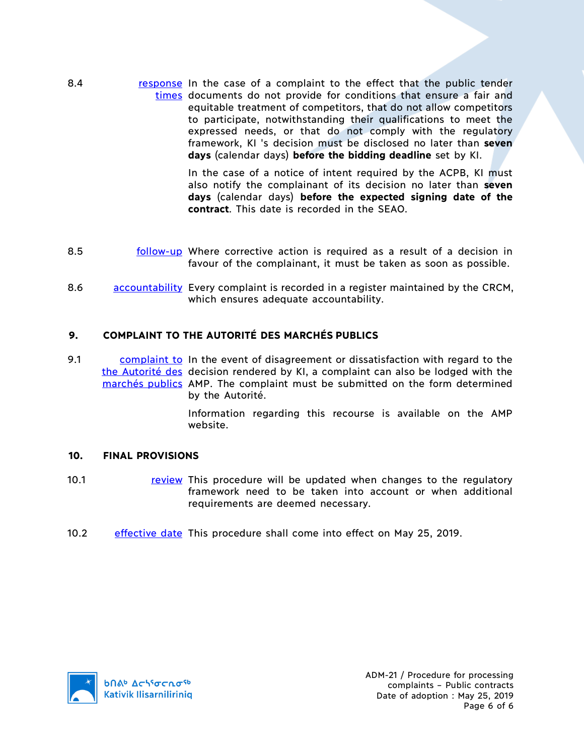8.4 **response times** In the case of a complaint to the effect that the public tender documents do not provide for conditions that ensure a fair and equitable treatment of competitors, that do not allow competitors to participate, notwithstanding their qualifications to meet the expressed needs, or that do not comply with the regulatory framework, KI 's decision must be disclosed no later than **seven days** (calendar days) **before the bidding deadline** set by KI.

In the case of a notice of intent required by the ACPB, KI must also notify the complainant of its decision no later than **seven days** (calendar days) **before the expected signing date of the contract**. This date is recorded in the SEAO.

8.5 **follow-up** Where corrective action is required as a result of a decision in favour of the complainant, it must be taken as soon as possible.

8.6 **accountability** Every complaint is recorded in a register maintained by the CRCM, which ensures adequate accountability.

## 9. COMPLAINT TO THE AUTORITÉ DES MARCHÉS PUBLICS

9.1 **complaint to the Autorité des marchés publics** In the event of disagreement or dissatisfaction with regard to the decision rendered by KI, a complaint can also be lodged with the AMP. The complaint must be submitted on the form determined by the Autorité.

Information regarding this recourse is available on the AMP website.

## 10. FINAL PROVISIONS

10.1 **review** This procedure will be updated when changes to the regulatory framework need to be taken into account or when additional requirements are deemed necessary.

10.2 **effective date** This procedure shall come into effect on May 25, 2019.